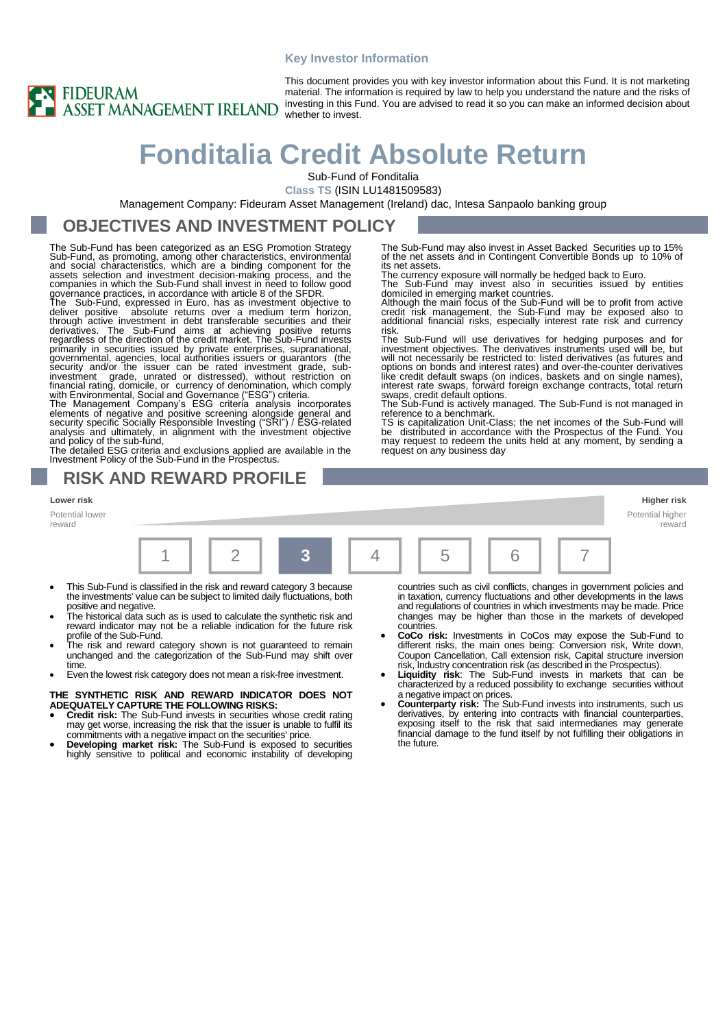Key Investor Information

FIDEURAM ASSET MANAGEMENT IRELAND

This document provides you with key investor information about this Fund. It is not marketing material. The information is required by law to help you understand the nature and the risks of investing in this Fund. You are advised to read it so you can make an informed decision about whether to invest.

# Fonditalia Credit Absolute Return

Sub-Fund of Fonditalia

**Class TS** (ISIN LU1481509583)

Management Company: Fideuram Asset Management (Ireland) dac, Intesa Sanpaolo banking group

## OBJECTIVES AND INVESTMENT POLICY

The Sub-Fund has been categorized as an ESG Promotion Strategy Sub-Fund, as promoting, among other characteristics, environmental and social characteristics, which are a binding component for the assets selection and investment decision-making process, and the companies in which the Sub-Fund shall invest in need to follow good governance practices, in accordance with article 8 of the SFDR.

The Sub-Fund, expressed in Euro, has as investment objective to deliver positive absolute returns over a medium term horizon, through active investment in debt transferable securities and their derivatives. The Sub-Fund aims at achieving positive returns regardless of the direction of the credit market. The Sub-Fund invests primarily in securities issued by private enterprises, supranational, governmental, agencies, local authorities issuers or guarantors (the security and/or the issuer can be rated investment grade, sub-investment grade, unrated or distressed), without restriction on financial rating, domicile, or currency of denomination, which comply with Environmental, Social and Governance ("ESG") criteria.

The Management Company's ESG criteria analysis incorporates elements of negative and positive screening alongside general and security specific Socially Responsible Investing ("SRI") / ESG-related analysis and ultimately, in alignment with the investment objective and policy of the sub-fund,

The detailed ESG criteria and exclusions applied are available in the Investment Policy of the Sub-Fund in the Prospectus.

The Sub-Fund may also invest in Asset Backed Securities up to 15% of the net assets and in Contingent Convertible Bonds up to 10% of its net assets.

The currency exposure will normally be hedged back to Euro.

The Sub-Fund may invest also in securities issued by entities domiciled in emerging market countries.

Although the main focus of the Sub-Fund will be to profit from active credit risk management, the Sub-Fund may be exposed also to additional financial risks, especially interest rate risk and currency risk.

The Sub-Fund will use derivatives for hedging purposes and for investment objectives. The derivatives instruments used will be, but will not necessarily be restricted to: listed derivatives (as futures and options on bonds and interest rates) and over-the-counter derivatives like credit default swaps (on indices, baskets and on single names), interest rate swaps, forward foreign exchange contracts, total return swaps, credit default options.

The Sub-Fund is actively managed. The Sub-Fund is not managed in reference to a benchmark.

TS is capitalization Unit-Class; the net incomes of the Sub-Fund will be distributed in accordance with the Prospectus of the Fund. You may request to redeem the units held at any moment, by sending a request on any business day

## RISK AND REWARD PROFILE

| Lower risk<br>Potential lower reward | | | | | | Higher risk<br>Potential higher reward |
|---|---|---|---|---|---|---|
| 1 | 2 | **3** | 4 | 5 | 6 | 7 |

- This Sub-Fund is classified in the risk and reward category 3 because the investments' value can be subject to limited daily fluctuations, both positive and negative.
- The historical data such as is used to calculate the synthetic risk and reward indicator may not be a reliable indication for the future risk profile of the Sub-Fund.
- The risk and reward category shown is not guaranteed to remain unchanged and the categorization of the Sub-Fund may shift over time.
- Even the lowest risk category does not mean a risk-free investment.

**THE SYNTHETIC RISK AND REWARD INDICATOR DOES NOT ADEQUATELY CAPTURE THE FOLLOWING RISKS:**

- **Credit risk:** The Sub-Fund invests in securities whose credit rating may get worse, increasing the risk that the issuer is unable to fulfil its commitments with a negative impact on the securities' price.
- **Developing market risk:** The Sub-Fund is exposed to securities highly sensitive to political and economic instability of developing countries such as civil conflicts, changes in government policies and in taxation, currency fluctuations and other developments in the laws and regulations of countries in which investments may be made. Price changes may be higher than those in the markets of developed countries.
- **CoCo risk:** Investments in CoCos may expose the Sub-Fund to different risks, the main ones being: Conversion risk, Write down, Coupon Cancellation, Call extension risk, Capital structure inversion risk, Industry concentration risk (as described in the Prospectus).
- **Liquidity risk**: The Sub-Fund invests in markets that can be characterized by a reduced possibility to exchange securities without a negative impact on prices.
- **Counterparty risk:** The Sub-Fund invests into instruments, such us derivatives, by entering into contracts with financial counterparties, exposing itself to the risk that said intermediaries may generate financial damage to the fund itself by not fulfilling their obligations in the future.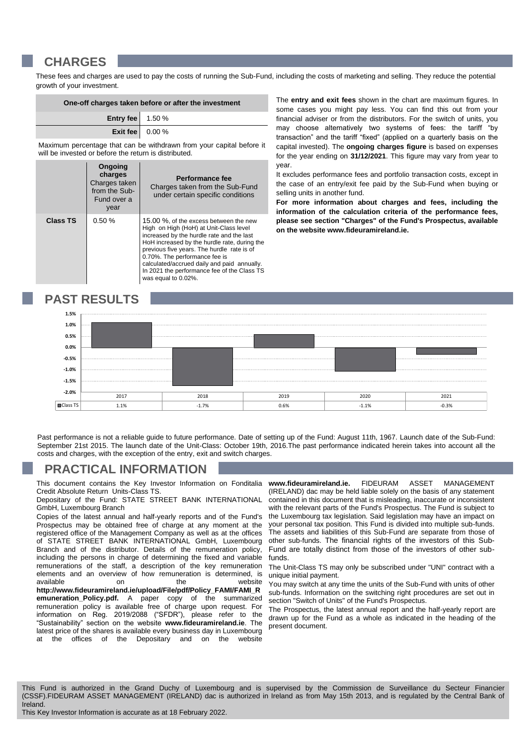## CHARGES

These fees and charges are used to pay the costs of running the Sub-Fund, including the costs of marketing and selling. They reduce the potential growth of your investment.

| One-off charges taken before or after the investment | |
|---|---|
| **Entry fee** | 1.50 % |
| **Exit fee** | 0.00 % |

Maximum percentage that can be withdrawn from your capital before it will be invested or before the return is distributed.

| | **Ongoing charges** Charges taken from the Sub-Fund over a year | **Performance fee** Charges taken from the Sub-Fund under certain specific conditions |
|---|---|---|
| **Class TS** | 0.50 % | 15.00 %, of the excess between the new High on High (HoH) at Unit-Class level increased by the hurdle rate and the last HoH increased by the hurdle rate, during the previous five years. The hurdle rate is of 0.70%. The performance fee is calculated/accrued daily and paid annually. In 2021 the performance fee of the Class TS was equal to 0.02%. |

The **entry and exit fees** shown in the chart are maximum figures. In some cases you might pay less. You can find this out from your financial adviser or from the distributors. For the switch of units, you may choose alternatively two systems of fees: the tariff "by transaction" and the tariff "fixed" (applied on a quarterly basis on the capital invested). The **ongoing charges figure** is based on expenses for the year ending on **31/12/2021**. This figure may vary from year to year.

It excludes performance fees and portfolio transaction costs, except in the case of an entry/exit fee paid by the Sub-Fund when buying or selling units in another fund.

**For more information about charges and fees, including the information of the calculation criteria of the performance fees, please see section "Charges" of the Fund's Prospectus, available on the website www.fideuramireland.ie.**

## PAST RESULTS

1.5%
1.0%
0.5%
0.0%
-0.5%
-1.0%
-1.5%
-2.0%

2017 2018 2019 2020 2021

Class TS 1.1% -1.7% 0.6% -1.1% -0.3%

Past performance is not a reliable guide to future performance. Date of setting up of the Fund: August 11th, 1967. Launch date of the Sub-Fund: September 21st 2015. The launch date of the Unit-Class: October 19th, 2016.The past performance indicated herein takes into account all the costs and charges, with the exception of the entry, exit and switch charges.

## PRACTICAL INFORMATION

This document contains the Key Investor Information on Fonditalia Credit Absolute Return Units-Class TS.

Depositary of the Fund: STATE STREET BANK INTERNATIONAL GmbH, Luxembourg Branch

Copies of the latest annual and half-yearly reports and of the Fund's Prospectus may be obtained free of charge at any moment at the registered office of the Management Company as well as at the offices of STATE STREET BANK INTERNATIONAL GmbH, Luxembourg Branch and of the distributor. Details of the remuneration policy, including the persons in charge of determining the fixed and variable remunerations of the staff, a description of the key remuneration elements and an overview of how remuneration is determined, is available on the website **http://www.fideuramireland.ie/upload/File/pdf/Policy_FAMI/FAMI_Remuneration_Policy.pdf.** A paper copy of the summarized remuneration policy is available free of charge upon request. For information on Reg. 2019/2088 ("SFDR"), please refer to the "Sustainability" section on the website **www.fideuramireland.ie**. The latest price of the shares is available every business day in Luxembourg at the offices of the Depositary and on the website **www.fideuramireland.ie.** FIDEURAM ASSET MANAGEMENT (IRELAND) dac may be held liable solely on the basis of any statement contained in this document that is misleading, inaccurate or inconsistent with the relevant parts of the Fund's Prospectus. The Fund is subject to the Luxembourg tax legislation. Said legislation may have an impact on your personal tax position. This Fund is divided into multiple sub-funds. The assets and liabilities of this Sub-Fund are separate from those of other sub-funds. The financial rights of the investors of this Sub-Fund are totally distinct from those of the investors of other sub-funds.

The Unit-Class TS may only be subscribed under "UNI" contract with a unique initial payment.

You may switch at any time the units of the Sub-Fund with units of other sub-funds. Information on the switching right procedures are set out in section "Switch of Units" of the Fund's Prospectus.

The Prospectus, the latest annual report and the half-yearly report are drawn up for the Fund as a whole as indicated in the heading of the present document.

This Fund is authorized in the Grand Duchy of Luxembourg and is supervised by the Commission de Surveillance du Secteur Financier (CSSF).FIDEURAM ASSET MANAGEMENT (IRELAND) dac is authorized in Ireland as from May 15th 2013, and is regulated by the Central Bank of Ireland.

This Key Investor Information is accurate as at 18 February 2022.